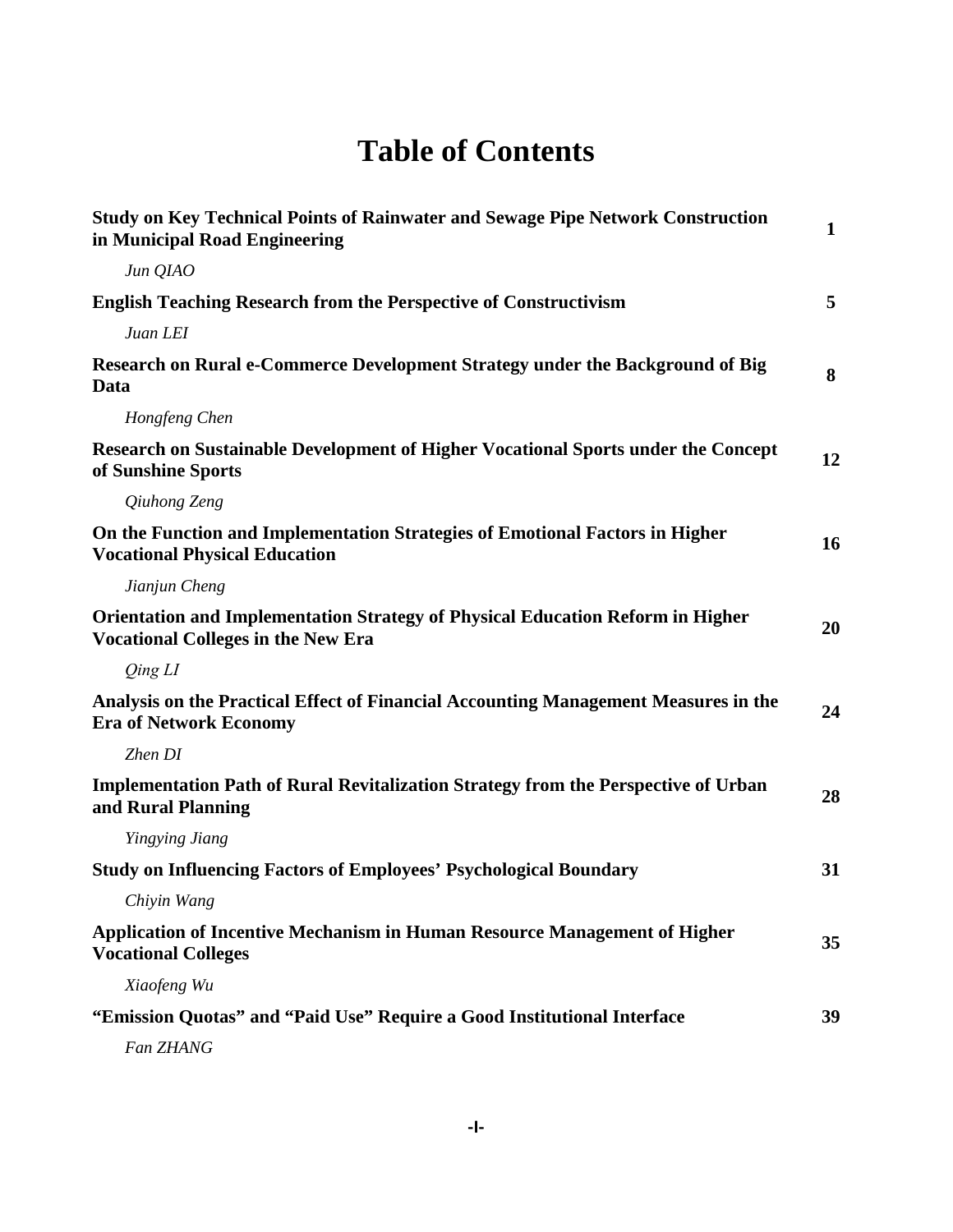# Table of Contents

**Study on Key Technical Points of Rainwater and Sewage Pipe Network Construction in Municipal Road Engineering** **1**

*Jun QIAO*

**English Teaching Research from the Perspective of Constructivism** **5**

*Juan LEI*

**Research on Rural e-Commerce Development Strategy under the Background of Big Data** **8**

*Hongfeng Chen*

**Research on Sustainable Development of Higher Vocational Sports under the Concept of Sunshine Sports** **12**

*Qiuhong Zeng*

**On the Function and Implementation Strategies of Emotional Factors in Higher Vocational Physical Education** **16**

*Jianjun Cheng*

**Orientation and Implementation Strategy of Physical Education Reform in Higher Vocational Colleges in the New Era** **20**

*Qing LI*

**Analysis on the Practical Effect of Financial Accounting Management Measures in the Era of Network Economy** **24**

*Zhen DI*

**Implementation Path of Rural Revitalization Strategy from the Perspective of Urban and Rural Planning** **28**

*Yingying Jiang*

**Study on Influencing Factors of Employees' Psychological Boundary** **31**

*Chiyin Wang*

**Application of Incentive Mechanism in Human Resource Management of Higher Vocational Colleges** **35**

*Xiaofeng Wu*

**"Emission Quotas" and "Paid Use" Require a Good Institutional Interface** **39**

*Fan ZHANG*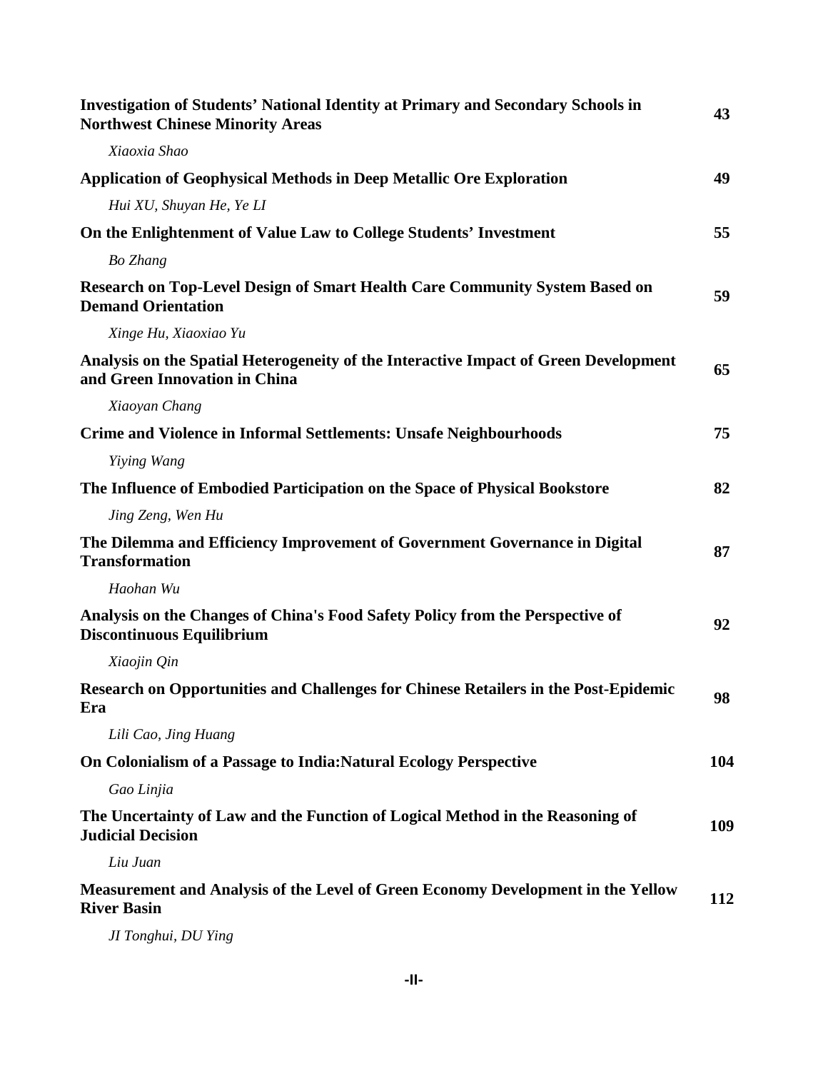**Investigation of Students' National Identity at Primary and Secondary Schools in Northwest Chinese Minority Areas** 43

*Xiaoxia Shao*

**Application of Geophysical Methods in Deep Metallic Ore Exploration** 49

*Hui XU, Shuyan He, Ye LI*

**On the Enlightenment of Value Law to College Students' Investment** 55

*Bo Zhang*

**Research on Top-Level Design of Smart Health Care Community System Based on Demand Orientation** 59

*Xinge Hu, Xiaoxiao Yu*

**Analysis on the Spatial Heterogeneity of the Interactive Impact of Green Development and Green Innovation in China** 65

*Xiaoyan Chang*

**Crime and Violence in Informal Settlements: Unsafe Neighbourhoods** 75

*Yiying Wang*

**The Influence of Embodied Participation on the Space of Physical Bookstore** 82

*Jing Zeng, Wen Hu*

**The Dilemma and Efficiency Improvement of Government Governance in Digital Transformation** 87

*Haohan Wu*

**Analysis on the Changes of China's Food Safety Policy from the Perspective of Discontinuous Equilibrium** 92

*Xiaojin Qin*

**Research on Opportunities and Challenges for Chinese Retailers in the Post-Epidemic Era** 98

*Lili Cao, Jing Huang*

**On Colonialism of a Passage to India:Natural Ecology Perspective** 104

*Gao Linjia*

**The Uncertainty of Law and the Function of Logical Method in the Reasoning of Judicial Decision** 109

*Liu Juan*

**Measurement and Analysis of the Level of Green Economy Development in the Yellow River Basin** 112

*JI Tonghui, DU Ying*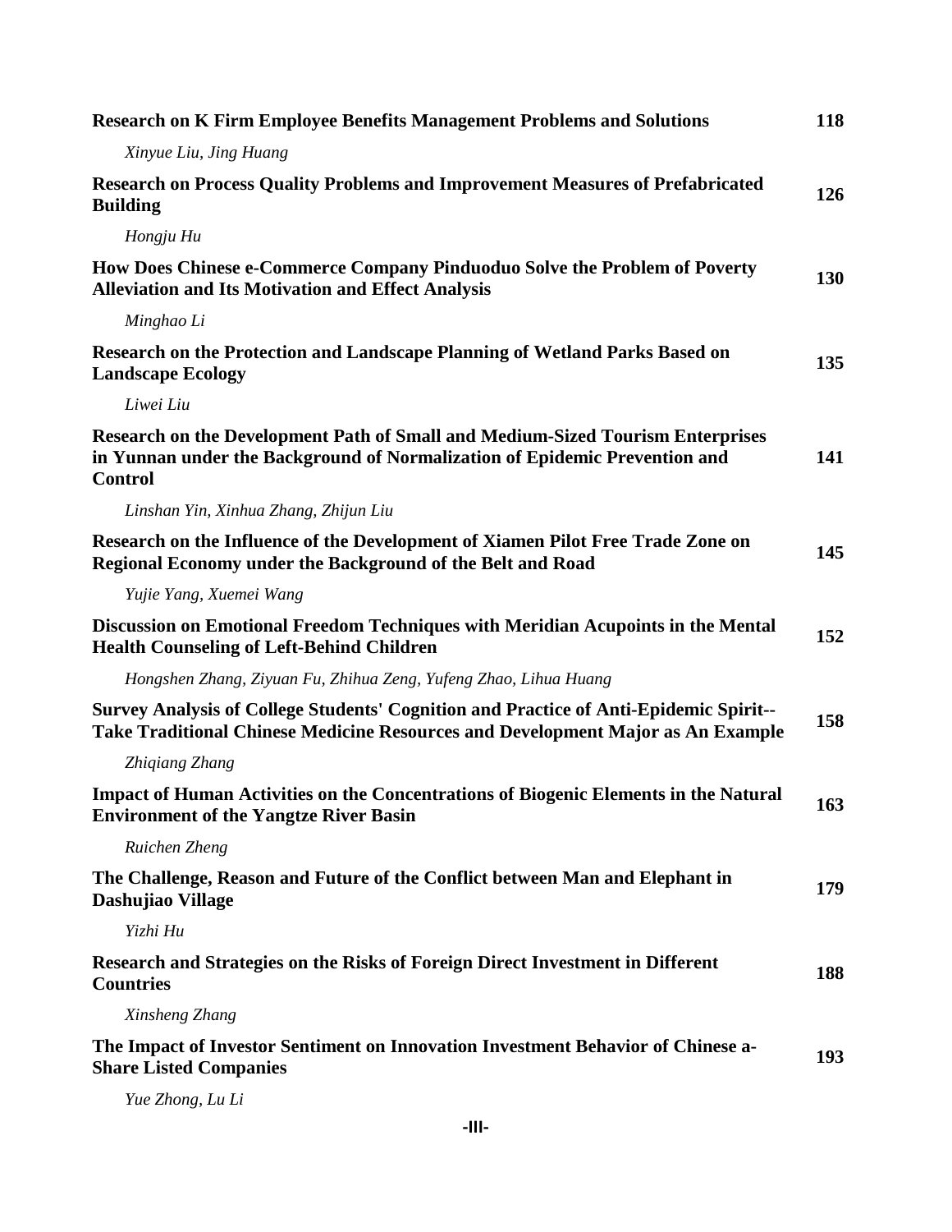**Research on K Firm Employee Benefits Management Problems and Solutions** 118

*Xinyue Liu, Jing Huang*

**Research on Process Quality Problems and Improvement Measures of Prefabricated Building** 126

*Hongju Hu*

**How Does Chinese e-Commerce Company Pinduoduo Solve the Problem of Poverty Alleviation and Its Motivation and Effect Analysis** 130

*Minghao Li*

**Research on the Protection and Landscape Planning of Wetland Parks Based on Landscape Ecology** 135

*Liwei Liu*

**Research on the Development Path of Small and Medium-Sized Tourism Enterprises in Yunnan under the Background of Normalization of Epidemic Prevention and Control** 141

*Linshan Yin, Xinhua Zhang, Zhijun Liu*

**Research on the Influence of the Development of Xiamen Pilot Free Trade Zone on Regional Economy under the Background of the Belt and Road** 145

*Yujie Yang, Xuemei Wang*

**Discussion on Emotional Freedom Techniques with Meridian Acupoints in the Mental Health Counseling of Left-Behind Children** 152

*Hongshen Zhang, Ziyuan Fu, Zhihua Zeng, Yufeng Zhao, Lihua Huang*

**Survey Analysis of College Students' Cognition and Practice of Anti-Epidemic Spirit--Take Traditional Chinese Medicine Resources and Development Major as An Example** 158

*Zhiqiang Zhang*

**Impact of Human Activities on the Concentrations of Biogenic Elements in the Natural Environment of the Yangtze River Basin** 163

*Ruichen Zheng*

**The Challenge, Reason and Future of the Conflict between Man and Elephant in Dashujiao Village** 179

*Yizhi Hu*

**Research and Strategies on the Risks of Foreign Direct Investment in Different Countries** 188

*Xinsheng Zhang*

**The Impact of Investor Sentiment on Innovation Investment Behavior of Chinese a-Share Listed Companies** 193

*Yue Zhong, Lu Li*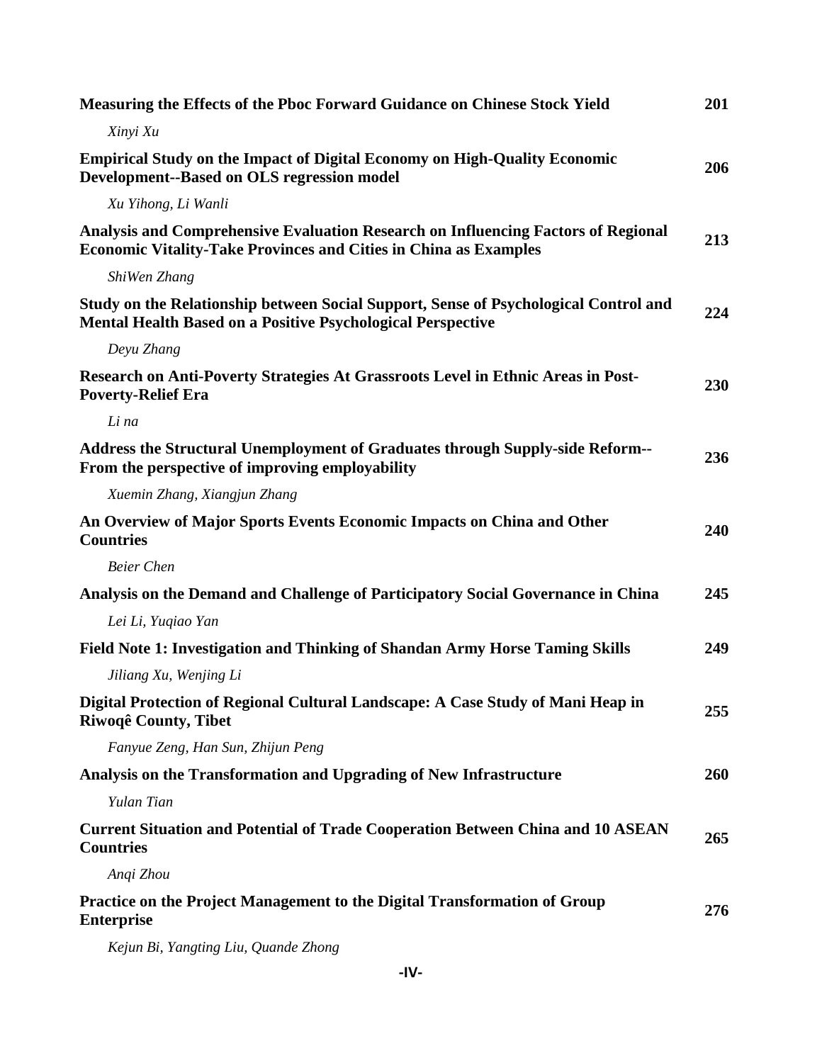**Measuring the Effects of the Pboc Forward Guidance on Chinese Stock Yield** 201

*Xinyi Xu*

**Empirical Study on the Impact of Digital Economy on High-Quality Economic Development--Based on OLS regression model** 206

*Xu Yihong, Li Wanli*

**Analysis and Comprehensive Evaluation Research on Influencing Factors of Regional Economic Vitality-Take Provinces and Cities in China as Examples** 213

*ShiWen Zhang*

**Study on the Relationship between Social Support, Sense of Psychological Control and Mental Health Based on a Positive Psychological Perspective** 224

*Deyu Zhang*

**Research on Anti-Poverty Strategies At Grassroots Level in Ethnic Areas in Post-Poverty-Relief Era** 230

*Li na*

**Address the Structural Unemployment of Graduates through Supply-side Reform--From the perspective of improving employability** 236

*Xuemin Zhang, Xiangjun Zhang*

**An Overview of Major Sports Events Economic Impacts on China and Other Countries** 240

*Beier Chen*

**Analysis on the Demand and Challenge of Participatory Social Governance in China** 245

*Lei Li, Yuqiao Yan*

**Field Note 1: Investigation and Thinking of Shandan Army Horse Taming Skills** 249

*Jiliang Xu, Wenjing Li*

**Digital Protection of Regional Cultural Landscape: A Case Study of Mani Heap in Riwoqê County, Tibet** 255

*Fanyue Zeng, Han Sun, Zhijun Peng*

**Analysis on the Transformation and Upgrading of New Infrastructure** 260

*Yulan Tian*

**Current Situation and Potential of Trade Cooperation Between China and 10 ASEAN Countries** 265

*Anqi Zhou*

**Practice on the Project Management to the Digital Transformation of Group Enterprise** 276

*Kejun Bi, Yangting Liu, Quande Zhong*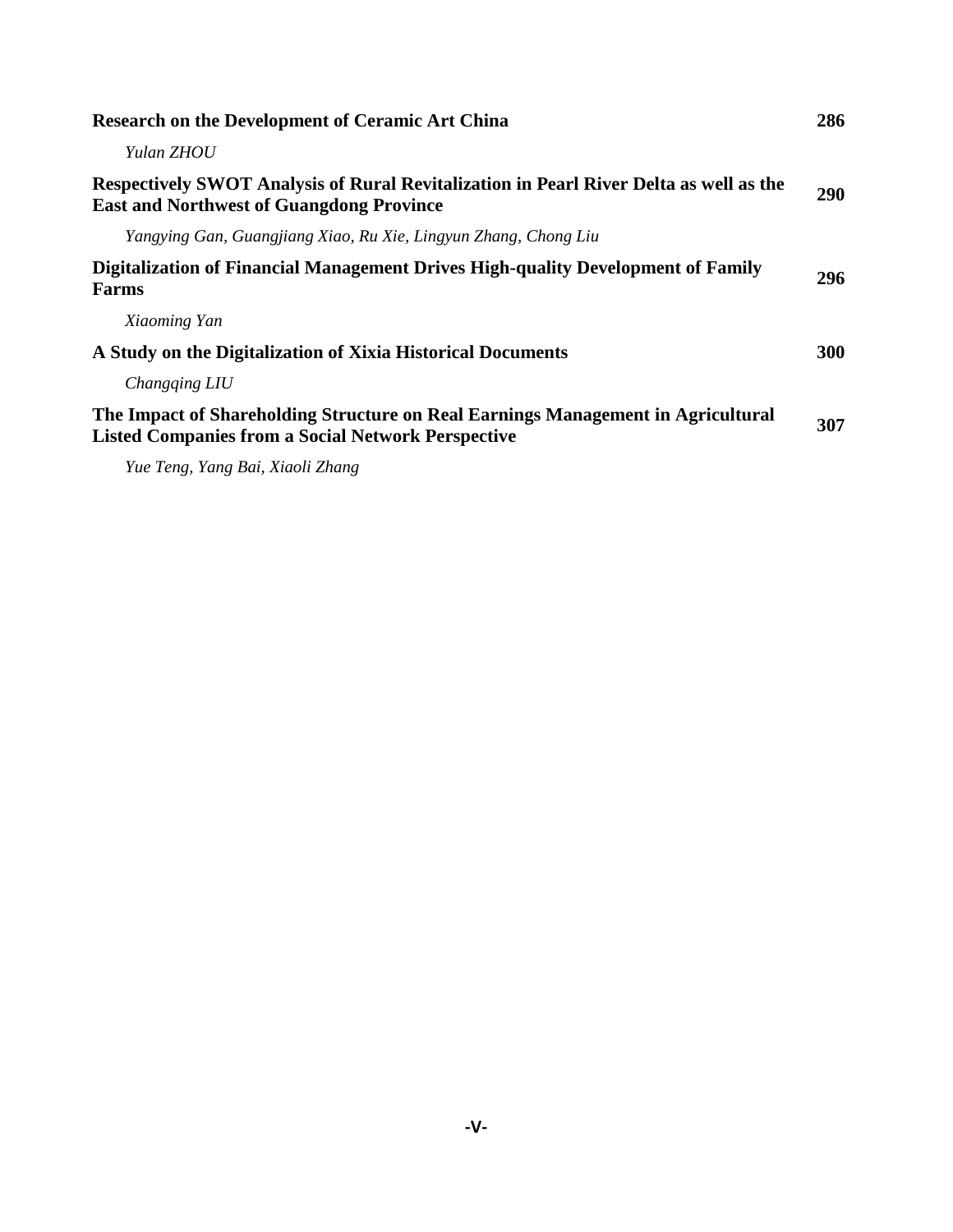**Research on the Development of Ceramic Art China** 286

*Yulan ZHOU*

**Respectively SWOT Analysis of Rural Revitalization in Pearl River Delta as well as the East and Northwest of Guangdong Province** 290

*Yangying Gan, Guangjiang Xiao, Ru Xie, Lingyun Zhang, Chong Liu*

**Digitalization of Financial Management Drives High-quality Development of Family Farms** 296

*Xiaoming Yan*

**A Study on the Digitalization of Xixia Historical Documents** 300

*Changqing LIU*

**The Impact of Shareholding Structure on Real Earnings Management in Agricultural Listed Companies from a Social Network Perspective** 307

*Yue Teng, Yang Bai, Xiaoli Zhang*